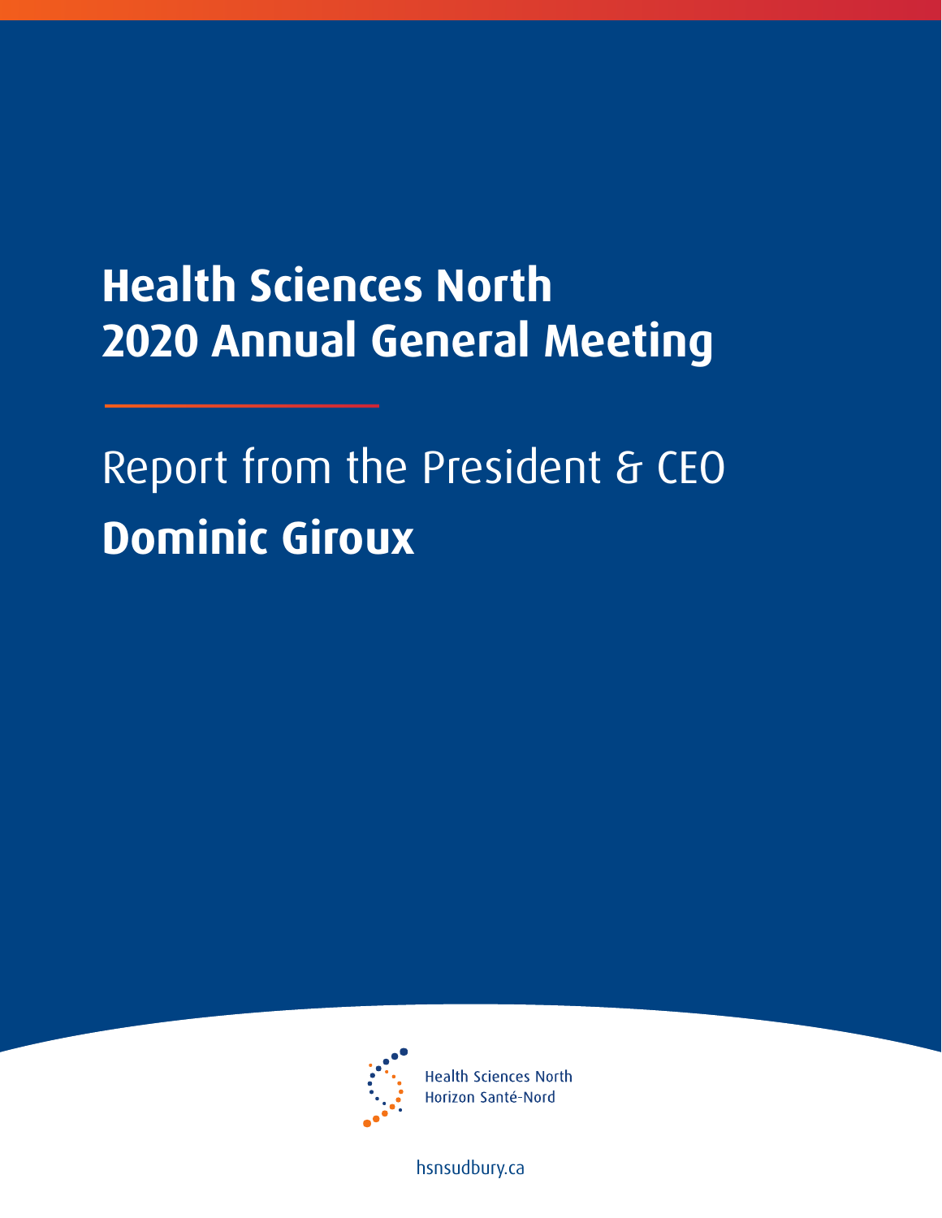# Health Sciences North 2020 Annual General Meeting

## Report from the President & CEO

## **Dominic Giroux**

Health Sciences North
Horizon Santé-Nord

hsnsudbury.ca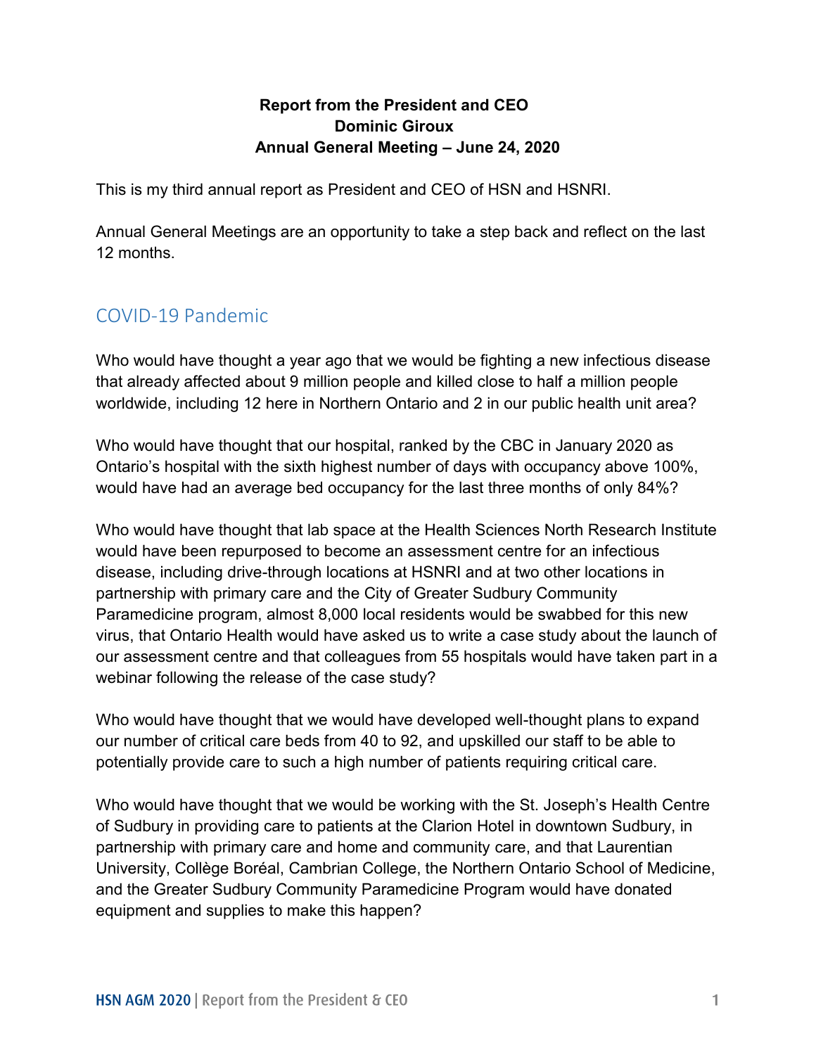**Report from the President and CEO**
**Dominic Giroux**
**Annual General Meeting – June 24, 2020**

This is my third annual report as President and CEO of HSN and HSNRI.

Annual General Meetings are an opportunity to take a step back and reflect on the last 12 months.

## COVID-19 Pandemic

Who would have thought a year ago that we would be fighting a new infectious disease that already affected about 9 million people and killed close to half a million people worldwide, including 12 here in Northern Ontario and 2 in our public health unit area?

Who would have thought that our hospital, ranked by the CBC in January 2020 as Ontario's hospital with the sixth highest number of days with occupancy above 100%, would have had an average bed occupancy for the last three months of only 84%?

Who would have thought that lab space at the Health Sciences North Research Institute would have been repurposed to become an assessment centre for an infectious disease, including drive-through locations at HSNRI and at two other locations in partnership with primary care and the City of Greater Sudbury Community Paramedicine program, almost 8,000 local residents would be swabbed for this new virus, that Ontario Health would have asked us to write a case study about the launch of our assessment centre and that colleagues from 55 hospitals would have taken part in a webinar following the release of the case study?

Who would have thought that we would have developed well-thought plans to expand our number of critical care beds from 40 to 92, and upskilled our staff to be able to potentially provide care to such a high number of patients requiring critical care.

Who would have thought that we would be working with the St. Joseph's Health Centre of Sudbury in providing care to patients at the Clarion Hotel in downtown Sudbury, in partnership with primary care and home and community care, and that Laurentian University, Collège Boréal, Cambrian College, the Northern Ontario School of Medicine, and the Greater Sudbury Community Paramedicine Program would have donated equipment and supplies to make this happen?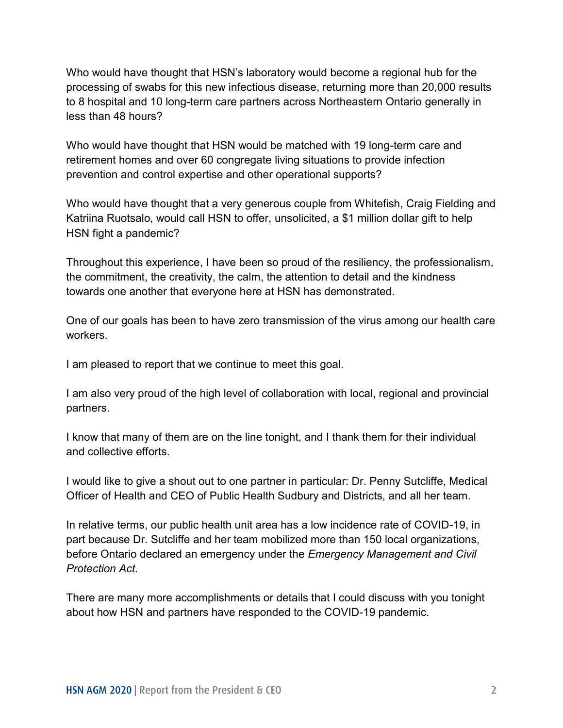Who would have thought that HSN's laboratory would become a regional hub for the processing of swabs for this new infectious disease, returning more than 20,000 results to 8 hospital and 10 long-term care partners across Northeastern Ontario generally in less than 48 hours?

Who would have thought that HSN would be matched with 19 long-term care and retirement homes and over 60 congregate living situations to provide infection prevention and control expertise and other operational supports?

Who would have thought that a very generous couple from Whitefish, Craig Fielding and Katriina Ruotsalo, would call HSN to offer, unsolicited, a $1 million dollar gift to help HSN fight a pandemic?

Throughout this experience, I have been so proud of the resiliency, the professionalism, the commitment, the creativity, the calm, the attention to detail and the kindness towards one another that everyone here at HSN has demonstrated.

One of our goals has been to have zero transmission of the virus among our health care workers.

I am pleased to report that we continue to meet this goal.

I am also very proud of the high level of collaboration with local, regional and provincial partners.

I know that many of them are on the line tonight, and I thank them for their individual and collective efforts.

I would like to give a shout out to one partner in particular: Dr. Penny Sutcliffe, Medical Officer of Health and CEO of Public Health Sudbury and Districts, and all her team.

In relative terms, our public health unit area has a low incidence rate of COVID-19, in part because Dr. Sutcliffe and her team mobilized more than 150 local organizations, before Ontario declared an emergency under the *Emergency Management and Civil Protection Act*.

There are many more accomplishments or details that I could discuss with you tonight about how HSN and partners have responded to the COVID-19 pandemic.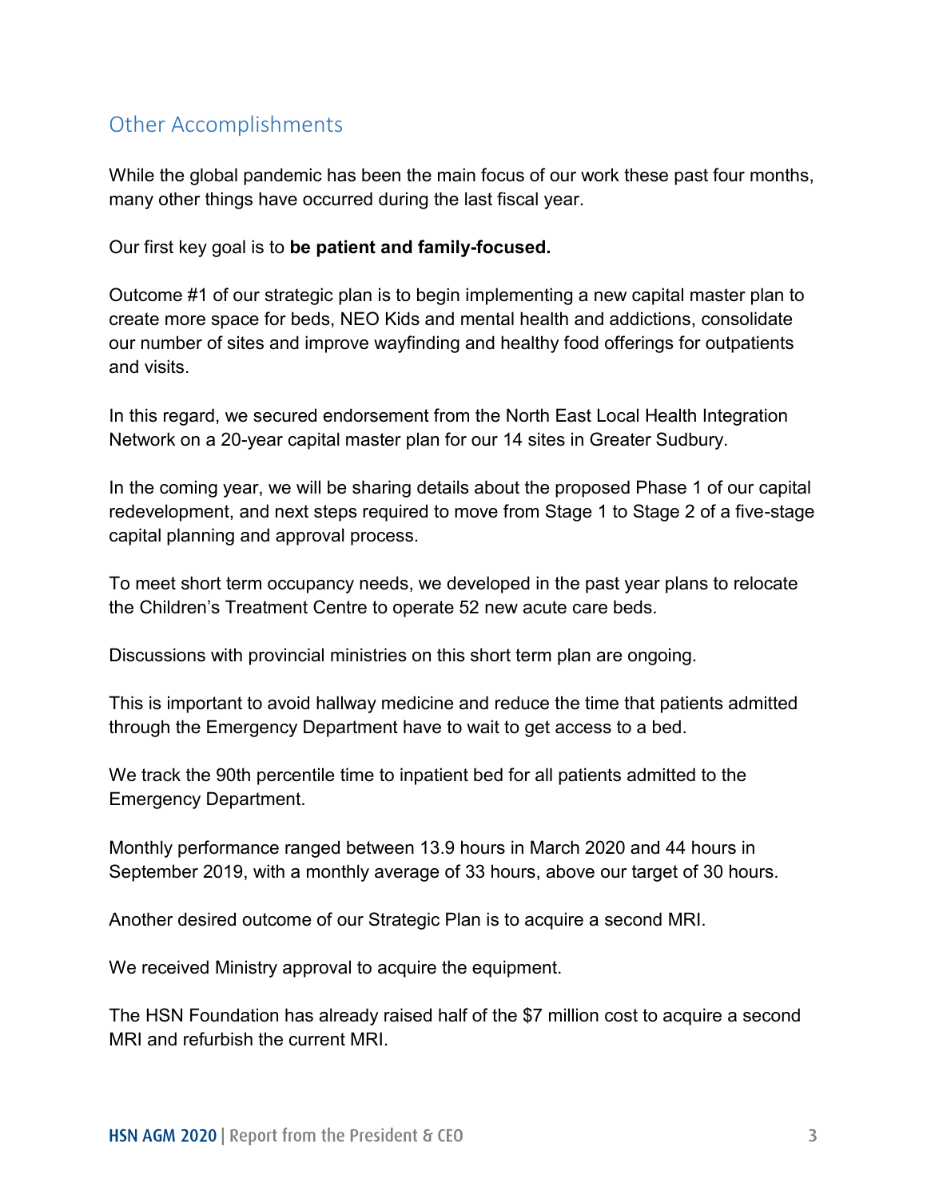## Other Accomplishments

While the global pandemic has been the main focus of our work these past four months, many other things have occurred during the last fiscal year.

Our first key goal is to **be patient and family-focused.**

Outcome #1 of our strategic plan is to begin implementing a new capital master plan to create more space for beds, NEO Kids and mental health and addictions, consolidate our number of sites and improve wayfinding and healthy food offerings for outpatients and visits.

In this regard, we secured endorsement from the North East Local Health Integration Network on a 20-year capital master plan for our 14 sites in Greater Sudbury.

In the coming year, we will be sharing details about the proposed Phase 1 of our capital redevelopment, and next steps required to move from Stage 1 to Stage 2 of a five-stage capital planning and approval process.

To meet short term occupancy needs, we developed in the past year plans to relocate the Children's Treatment Centre to operate 52 new acute care beds.

Discussions with provincial ministries on this short term plan are ongoing.

This is important to avoid hallway medicine and reduce the time that patients admitted through the Emergency Department have to wait to get access to a bed.

We track the 90th percentile time to inpatient bed for all patients admitted to the Emergency Department.

Monthly performance ranged between 13.9 hours in March 2020 and 44 hours in September 2019, with a monthly average of 33 hours, above our target of 30 hours.

Another desired outcome of our Strategic Plan is to acquire a second MRI.

We received Ministry approval to acquire the equipment.

The HSN Foundation has already raised half of the $7 million cost to acquire a second MRI and refurbish the current MRI.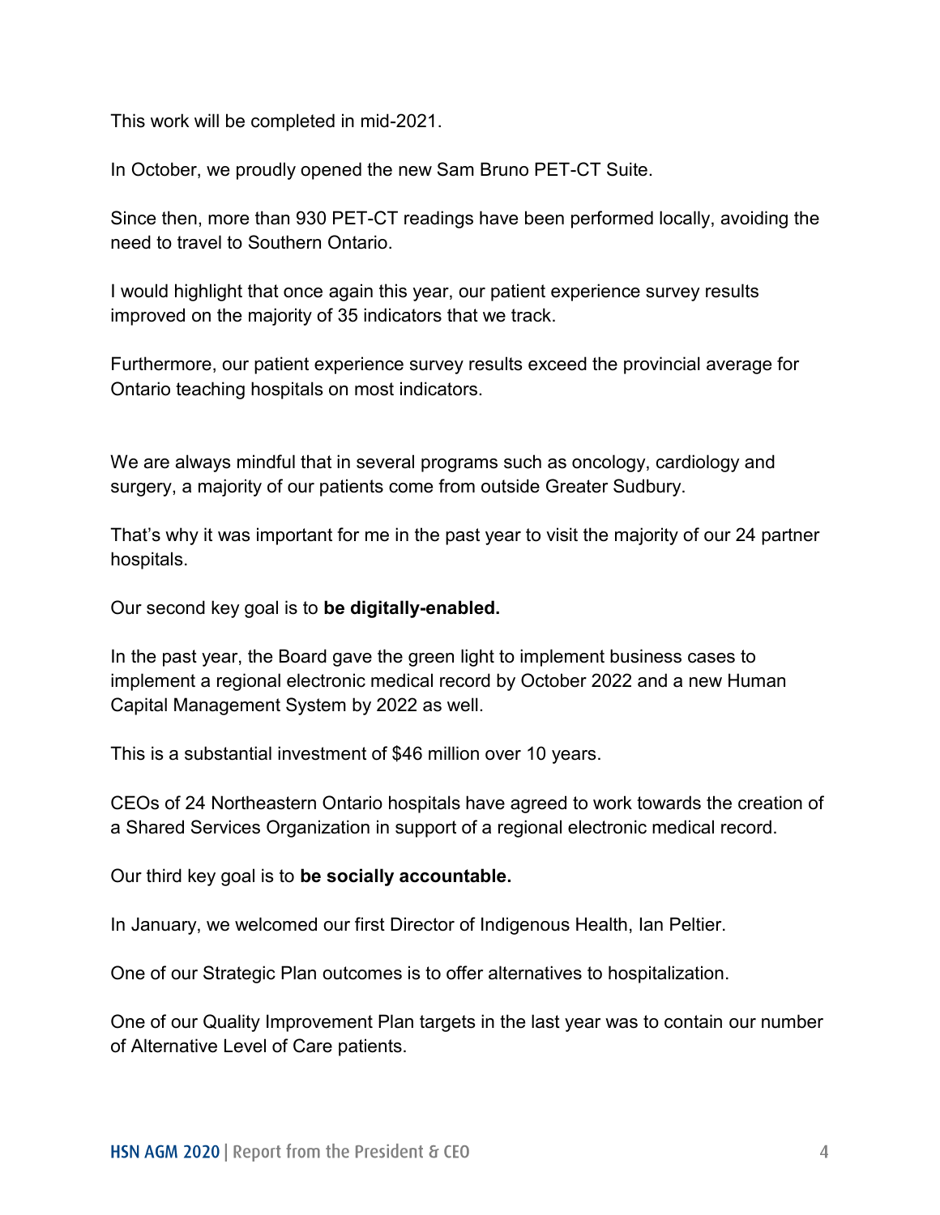This work will be completed in mid-2021.

In October, we proudly opened the new Sam Bruno PET-CT Suite.

Since then, more than 930 PET-CT readings have been performed locally, avoiding the need to travel to Southern Ontario.

I would highlight that once again this year, our patient experience survey results improved on the majority of 35 indicators that we track.

Furthermore, our patient experience survey results exceed the provincial average for Ontario teaching hospitals on most indicators.

We are always mindful that in several programs such as oncology, cardiology and surgery, a majority of our patients come from outside Greater Sudbury.

That's why it was important for me in the past year to visit the majority of our 24 partner hospitals.

Our second key goal is to **be digitally-enabled.**

In the past year, the Board gave the green light to implement business cases to implement a regional electronic medical record by October 2022 and a new Human Capital Management System by 2022 as well.

This is a substantial investment of $46 million over 10 years.

CEOs of 24 Northeastern Ontario hospitals have agreed to work towards the creation of a Shared Services Organization in support of a regional electronic medical record.

Our third key goal is to **be socially accountable.**

In January, we welcomed our first Director of Indigenous Health, Ian Peltier.

One of our Strategic Plan outcomes is to offer alternatives to hospitalization.

One of our Quality Improvement Plan targets in the last year was to contain our number of Alternative Level of Care patients.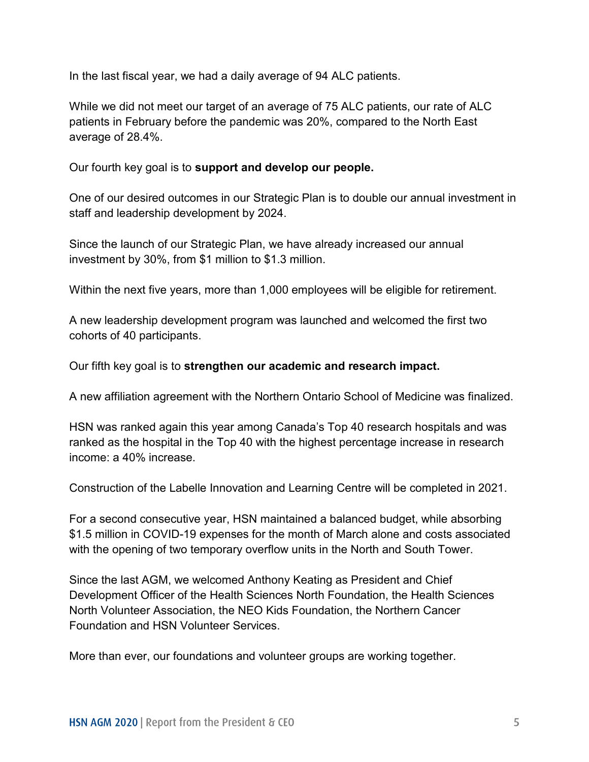In the last fiscal year, we had a daily average of 94 ALC patients.

While we did not meet our target of an average of 75 ALC patients, our rate of ALC patients in February before the pandemic was 20%, compared to the North East average of 28.4%.

Our fourth key goal is to **support and develop our people.**

One of our desired outcomes in our Strategic Plan is to double our annual investment in staff and leadership development by 2024.

Since the launch of our Strategic Plan, we have already increased our annual investment by 30%, from $1 million to $1.3 million.

Within the next five years, more than 1,000 employees will be eligible for retirement.

A new leadership development program was launched and welcomed the first two cohorts of 40 participants.

Our fifth key goal is to **strengthen our academic and research impact.**

A new affiliation agreement with the Northern Ontario School of Medicine was finalized.

HSN was ranked again this year among Canada's Top 40 research hospitals and was ranked as the hospital in the Top 40 with the highest percentage increase in research income: a 40% increase.

Construction of the Labelle Innovation and Learning Centre will be completed in 2021.

For a second consecutive year, HSN maintained a balanced budget, while absorbing $1.5 million in COVID-19 expenses for the month of March alone and costs associated with the opening of two temporary overflow units in the North and South Tower.

Since the last AGM, we welcomed Anthony Keating as President and Chief Development Officer of the Health Sciences North Foundation, the Health Sciences North Volunteer Association, the NEO Kids Foundation, the Northern Cancer Foundation and HSN Volunteer Services.

More than ever, our foundations and volunteer groups are working together.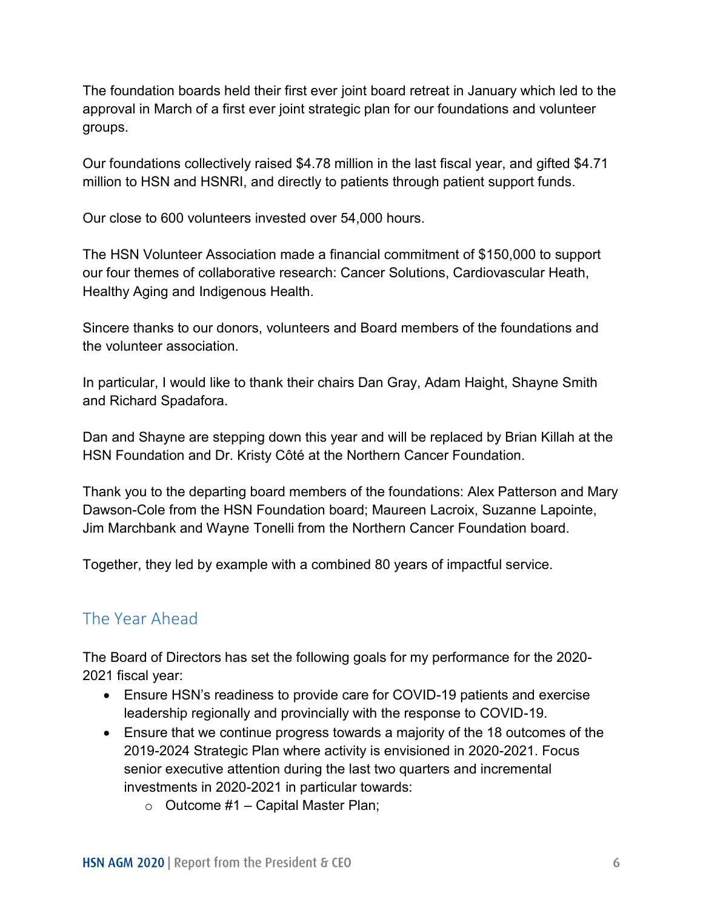The foundation boards held their first ever joint board retreat in January which led to the approval in March of a first ever joint strategic plan for our foundations and volunteer groups.

Our foundations collectively raised $4.78 million in the last fiscal year, and gifted $4.71 million to HSN and HSNRI, and directly to patients through patient support funds.

Our close to 600 volunteers invested over 54,000 hours.

The HSN Volunteer Association made a financial commitment of $150,000 to support our four themes of collaborative research: Cancer Solutions, Cardiovascular Heath, Healthy Aging and Indigenous Health.

Sincere thanks to our donors, volunteers and Board members of the foundations and the volunteer association.

In particular, I would like to thank their chairs Dan Gray, Adam Haight, Shayne Smith and Richard Spadafora.

Dan and Shayne are stepping down this year and will be replaced by Brian Killah at the HSN Foundation and Dr. Kristy Côté at the Northern Cancer Foundation.

Thank you to the departing board members of the foundations: Alex Patterson and Mary Dawson-Cole from the HSN Foundation board; Maureen Lacroix, Suzanne Lapointe, Jim Marchbank and Wayne Tonelli from the Northern Cancer Foundation board.

Together, they led by example with a combined 80 years of impactful service.

## The Year Ahead

The Board of Directors has set the following goals for my performance for the 2020-2021 fiscal year:

- Ensure HSN's readiness to provide care for COVID-19 patients and exercise leadership regionally and provincially with the response to COVID-19.
- Ensure that we continue progress towards a majority of the 18 outcomes of the 2019-2024 Strategic Plan where activity is envisioned in 2020-2021. Focus senior executive attention during the last two quarters and incremental investments in 2020-2021 in particular towards:
  - Outcome #1 – Capital Master Plan;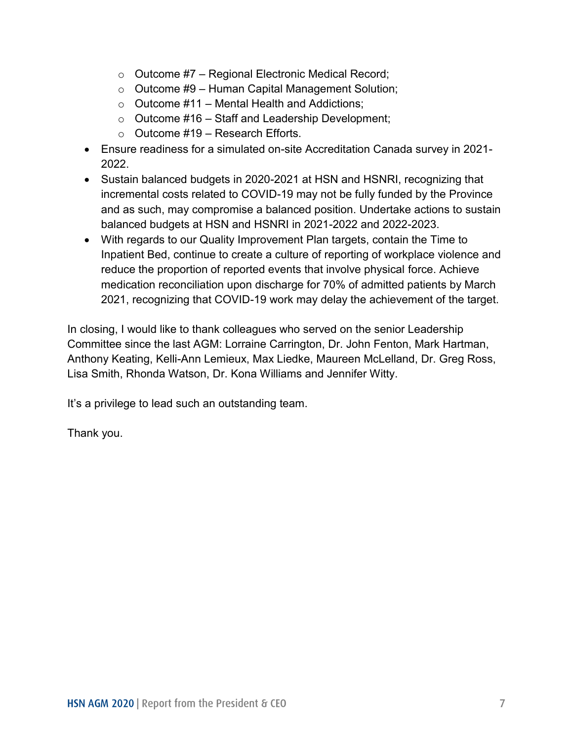- Outcome #7 – Regional Electronic Medical Record;
  - Outcome #9 – Human Capital Management Solution;
  - Outcome #11 – Mental Health and Addictions;
  - Outcome #16 – Staff and Leadership Development;
  - Outcome #19 – Research Efforts.
- Ensure readiness for a simulated on-site Accreditation Canada survey in 2021-2022.
- Sustain balanced budgets in 2020-2021 at HSN and HSNRI, recognizing that incremental costs related to COVID-19 may not be fully funded by the Province and as such, may compromise a balanced position. Undertake actions to sustain balanced budgets at HSN and HSNRI in 2021-2022 and 2022-2023.
- With regards to our Quality Improvement Plan targets, contain the Time to Inpatient Bed, continue to create a culture of reporting of workplace violence and reduce the proportion of reported events that involve physical force. Achieve medication reconciliation upon discharge for 70% of admitted patients by March 2021, recognizing that COVID-19 work may delay the achievement of the target.

In closing, I would like to thank colleagues who served on the senior Leadership Committee since the last AGM: Lorraine Carrington, Dr. John Fenton, Mark Hartman, Anthony Keating, Kelli-Ann Lemieux, Max Liedke, Maureen McLelland, Dr. Greg Ross, Lisa Smith, Rhonda Watson, Dr. Kona Williams and Jennifer Witty.

It's a privilege to lead such an outstanding team.

Thank you.